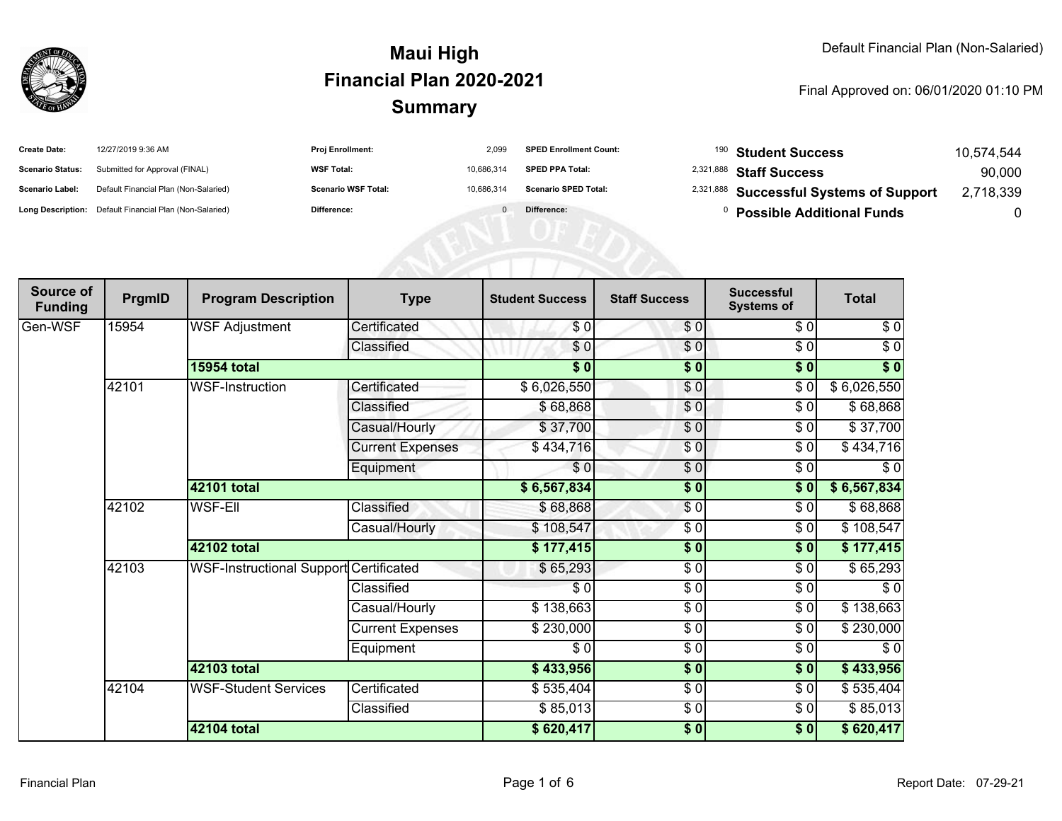# Maui High
# Financial Plan 2020-2021
# Summary

Default Financial Plan (Non-Salaried)

Final Approved on: 06/01/2020 01:10 PM

| | | | | | |
|---|---|---|---|---|---|
| **Create Date:** | 12/27/2019 9:36 AM | **Proj Enrollment:** | 2,099 | **SPED Enrollment Count:** | 190 |
| **Scenario Status:** | Submitted for Approval (FINAL) | **WSF Total:** | 10,686,314 | **SPED PPA Total:** | 2,321,888 |
| **Scenario Label:** | Default Financial Plan (Non-Salaried) | **Scenario WSF Total:** | 10,686,314 | **Scenario SPED Total:** | 2,321,888 |
| **Long Description:** | Default Financial Plan (Non-Salaried) | **Difference:** | 0 | **Difference:** | 0 |

| | |
|---|---|
| **Student Success** | 10,574,544 |
| **Staff Success** | 90,000 |
| **Successful Systems of Support** | 2,718,339 |
| **Possible Additional Funds** | 0 |

| Source of Funding | PrgmID | Program Description | Type | Student Success | Staff Success | Successful Systems of | Total |
|---|---|---|---|---|---|---|---|
| Gen-WSF | 15954 | WSF Adjustment | Certificated | $ 0 | $ 0 | $ 0 | $ 0 |
| | | | Classified | $ 0 | $ 0 | $ 0 | $ 0 |
| | | **15954 total** | | **$ 0** | **$ 0** | **$ 0** | **$ 0** |
| | 42101 | WSF-Instruction | Certificated | $ 6,026,550 | $ 0 | $ 0 | $ 6,026,550 |
| | | | Classified | $ 68,868 | $ 0 | $ 0 | $ 68,868 |
| | | | Casual/Hourly | $ 37,700 | $ 0 | $ 0 | $ 37,700 |
| | | | Current Expenses | $ 434,716 | $ 0 | $ 0 | $ 434,716 |
| | | | Equipment | $ 0 | $ 0 | $ 0 | $ 0 |
| | | **42101 total** | | **$ 6,567,834** | **$ 0** | **$ 0** | **$ 6,567,834** |
| | 42102 | WSF-Ell | Classified | $ 68,868 | $ 0 | $ 0 | $ 68,868 |
| | | | Casual/Hourly | $ 108,547 | $ 0 | $ 0 | $ 108,547 |
| | | **42102 total** | | **$ 177,415** | **$ 0** | **$ 0** | **$ 177,415** |
| | 42103 | WSF-Instructional Support | Certificated | $ 65,293 | $ 0 | $ 0 | $ 65,293 |
| | | | Classified | $ 0 | $ 0 | $ 0 | $ 0 |
| | | | Casual/Hourly | $ 138,663 | $ 0 | $ 0 | $ 138,663 |
| | | | Current Expenses | $ 230,000 | $ 0 | $ 0 | $ 230,000 |
| | | | Equipment | $ 0 | $ 0 | $ 0 | $ 0 |
| | | **42103 total** | | **$ 433,956** | **$ 0** | **$ 0** | **$ 433,956** |
| | 42104 | WSF-Student Services | Certificated | $ 535,404 | $ 0 | $ 0 | $ 535,404 |
| | | | Classified | $ 85,013 | $ 0 | $ 0 | $ 85,013 |
| | | **42104 total** | | **$ 620,417** | **$ 0** | **$ 0** | **$ 620,417** |

Financial Plan

Report Date: 07-29-21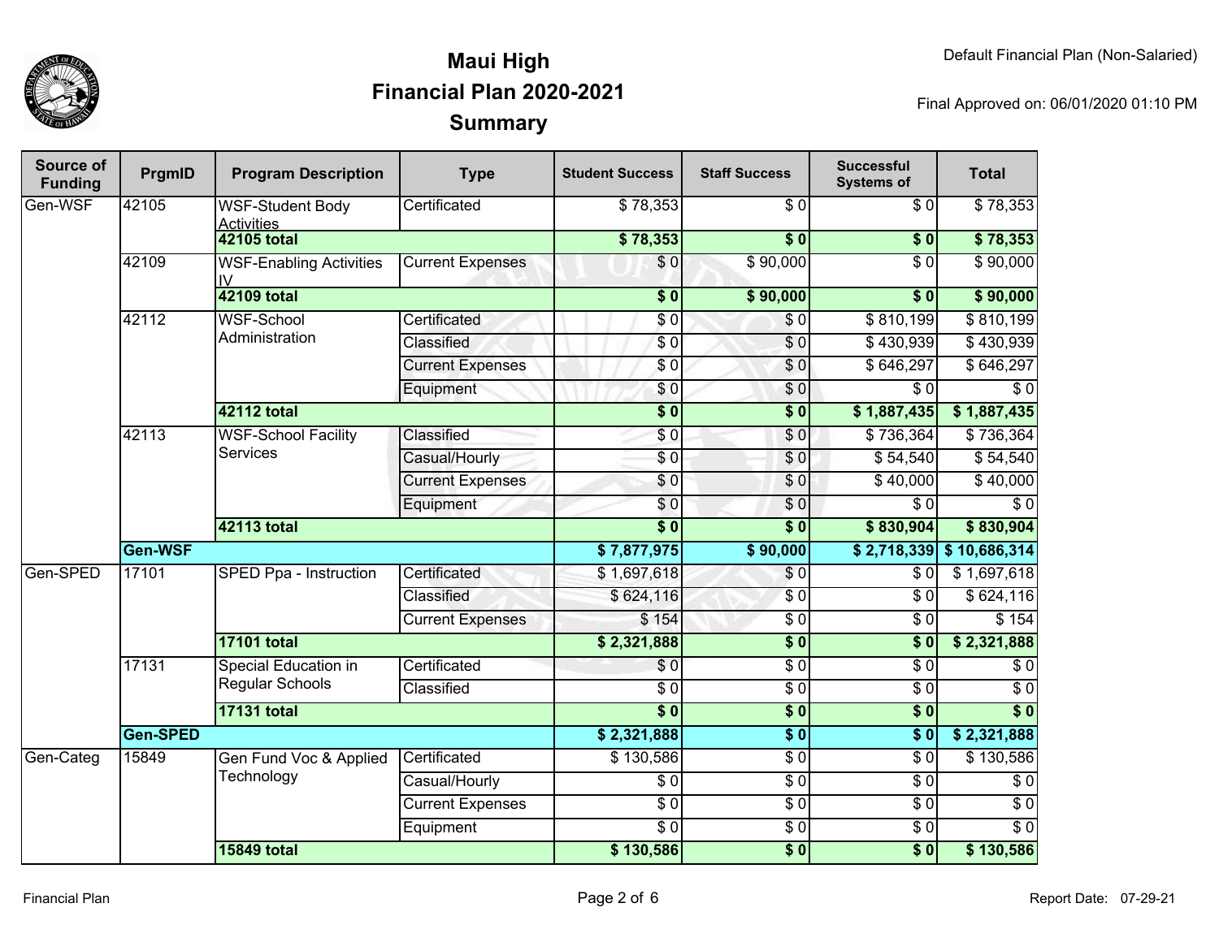# Maui High

## Financial Plan 2020-2021

## Summary

Default Financial Plan (Non-Salaried)

Final Approved on: 06/01/2020 01:10 PM

| Source of Funding | PrgmID | Program Description | Type | Student Success | Staff Success | Successful Systems of | Total |
|---|---|---|---|---|---|---|---|
| Gen-WSF | 42105 | WSF-Student Body Activities | Certificated | $ 78,353 | $ 0 | $ 0 | $ 78,353 |
| | | **42105 total** | | **$ 78,353** | **$ 0** | **$ 0** | **$ 78,353** |
| | 42109 | WSF-Enabling Activities IV | Current Expenses | $ 0 | $ 90,000 | $ 0 | $ 90,000 |
| | | **42109 total** | | **$ 0** | **$ 90,000** | **$ 0** | **$ 90,000** |
| | 42112 | WSF-School Administration | Certificated | $ 0 | $ 0 | $ 810,199 | $ 810,199 |
| | | | Classified | $ 0 | $ 0 | $ 430,939 | $ 430,939 |
| | | | Current Expenses | $ 0 | $ 0 | $ 646,297 | $ 646,297 |
| | | | Equipment | $ 0 | $ 0 | $ 0 | $ 0 |
| | | **42112 total** | | **$ 0** | **$ 0** | **$ 1,887,435** | **$ 1,887,435** |
| | 42113 | WSF-School Facility Services | Classified | $ 0 | $ 0 | $ 736,364 | $ 736,364 |
| | | | Casual/Hourly | $ 0 | $ 0 | $ 54,540 | $ 54,540 |
| | | | Current Expenses | $ 0 | $ 0 | $ 40,000 | $ 40,000 |
| | | | Equipment | $ 0 | $ 0 | $ 0 | $ 0 |
| | | **42113 total** | | **$ 0** | **$ 0** | **$ 830,904** | **$ 830,904** |
| | **Gen-WSF** | | | **$ 7,877,975** | **$ 90,000** | **$ 2,718,339** | **$ 10,686,314** |
| Gen-SPED | 17101 | SPED Ppa - Instruction | Certificated | $ 1,697,618 | $ 0 | $ 0 | $ 1,697,618 |
| | | | Classified | $ 624,116 | $ 0 | $ 0 | $ 624,116 |
| | | | Current Expenses | $ 154 | $ 0 | $ 0 | $ 154 |
| | | **17101 total** | | **$ 2,321,888** | **$ 0** | **$ 0** | **$ 2,321,888** |
| | 17131 | Special Education in Regular Schools | Certificated | $ 0 | $ 0 | $ 0 | $ 0 |
| | | | Classified | $ 0 | $ 0 | $ 0 | $ 0 |
| | | **17131 total** | | **$ 0** | **$ 0** | **$ 0** | **$ 0** |
| | **Gen-SPED** | | | **$ 2,321,888** | **$ 0** | **$ 0** | **$ 2,321,888** |
| Gen-Categ | 15849 | Gen Fund Voc & Applied Technology | Certificated | $ 130,586 | $ 0 | $ 0 | $ 130,586 |
| | | | Casual/Hourly | $ 0 | $ 0 | $ 0 | $ 0 |
| | | | Current Expenses | $ 0 | $ 0 | $ 0 | $ 0 |
| | | | Equipment | $ 0 | $ 0 | $ 0 | $ 0 |
| | | **15849 total** | | **$ 130,586** | **$ 0** | **$ 0** | **$ 130,586** |

Report Date: 07-29-21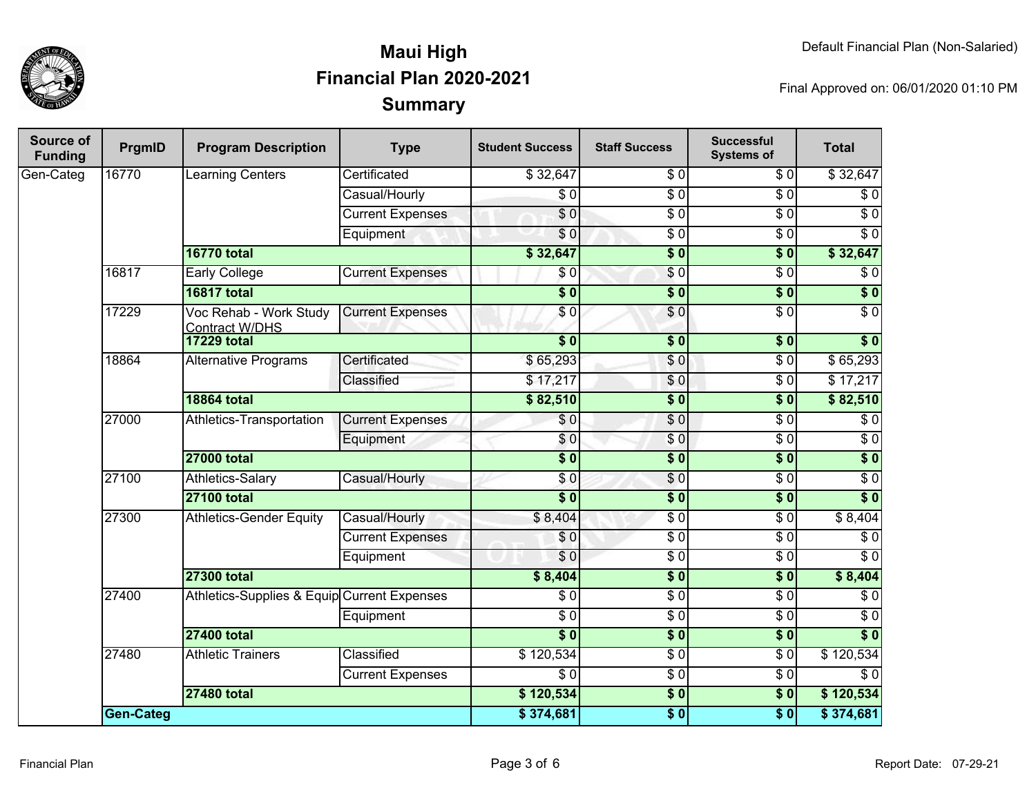# Maui High
## Financial Plan 2020-2021
## Summary

Default Financial Plan (Non-Salaried)

Final Approved on: 06/01/2020 01:10 PM

| Source of Funding | PrgmID | Program Description | Type | Student Success | Staff Success | Successful Systems of | Total |
|---|---|---|---|---|---|---|---|
| Gen-Categ | 16770 | Learning Centers | Certificated | $ 32,647 | $ 0 | $ 0 | $ 32,647 |
| | | | Casual/Hourly | $ 0 | $ 0 | $ 0 | $ 0 |
| | | | Current Expenses | $ 0 | $ 0 | $ 0 | $ 0 |
| | | | Equipment | $ 0 | $ 0 | $ 0 | $ 0 |
| | | **16770 total** | | **$ 32,647** | **$ 0** | **$ 0** | **$ 32,647** |
| | 16817 | Early College | Current Expenses | $ 0 | $ 0 | $ 0 | $ 0 |
| | | **16817 total** | | **$ 0** | **$ 0** | **$ 0** | **$ 0** |
| | 17229 | Voc Rehab - Work Study Contract W/DHS | Current Expenses | $ 0 | $ 0 | $ 0 | $ 0 |
| | | **17229 total** | | **$ 0** | **$ 0** | **$ 0** | **$ 0** |
| | 18864 | Alternative Programs | Certificated | $ 65,293 | $ 0 | $ 0 | $ 65,293 |
| | | | Classified | $ 17,217 | $ 0 | $ 0 | $ 17,217 |
| | | **18864 total** | | **$ 82,510** | **$ 0** | **$ 0** | **$ 82,510** |
| | 27000 | Athletics-Transportation | Current Expenses | $ 0 | $ 0 | $ 0 | $ 0 |
| | | | Equipment | $ 0 | $ 0 | $ 0 | $ 0 |
| | | **27000 total** | | **$ 0** | **$ 0** | **$ 0** | **$ 0** |
| | 27100 | Athletics-Salary | Casual/Hourly | $ 0 | $ 0 | $ 0 | $ 0 |
| | | **27100 total** | | **$ 0** | **$ 0** | **$ 0** | **$ 0** |
| | 27300 | Athletics-Gender Equity | Casual/Hourly | $ 8,404 | $ 0 | $ 0 | $ 8,404 |
| | | | Current Expenses | $ 0 | $ 0 | $ 0 | $ 0 |
| | | | Equipment | $ 0 | $ 0 | $ 0 | $ 0 |
| | | **27300 total** | | **$ 8,404** | **$ 0** | **$ 0** | **$ 8,404** |
| | 27400 | Athletics-Supplies & Equip | Current Expenses | $ 0 | $ 0 | $ 0 | $ 0 |
| | | | Equipment | $ 0 | $ 0 | $ 0 | $ 0 |
| | | **27400 total** | | **$ 0** | **$ 0** | **$ 0** | **$ 0** |
| | 27480 | Athletic Trainers | Classified | $ 120,534 | $ 0 | $ 0 | $ 120,534 |
| | | | Current Expenses | $ 0 | $ 0 | $ 0 | $ 0 |
| | | **27480 total** | | **$ 120,534** | **$ 0** | **$ 0** | **$ 120,534** |
| | **Gen-Categ** | | | **$ 374,681** | **$ 0** | **$ 0** | **$ 374,681** |

Report Date: 07-29-21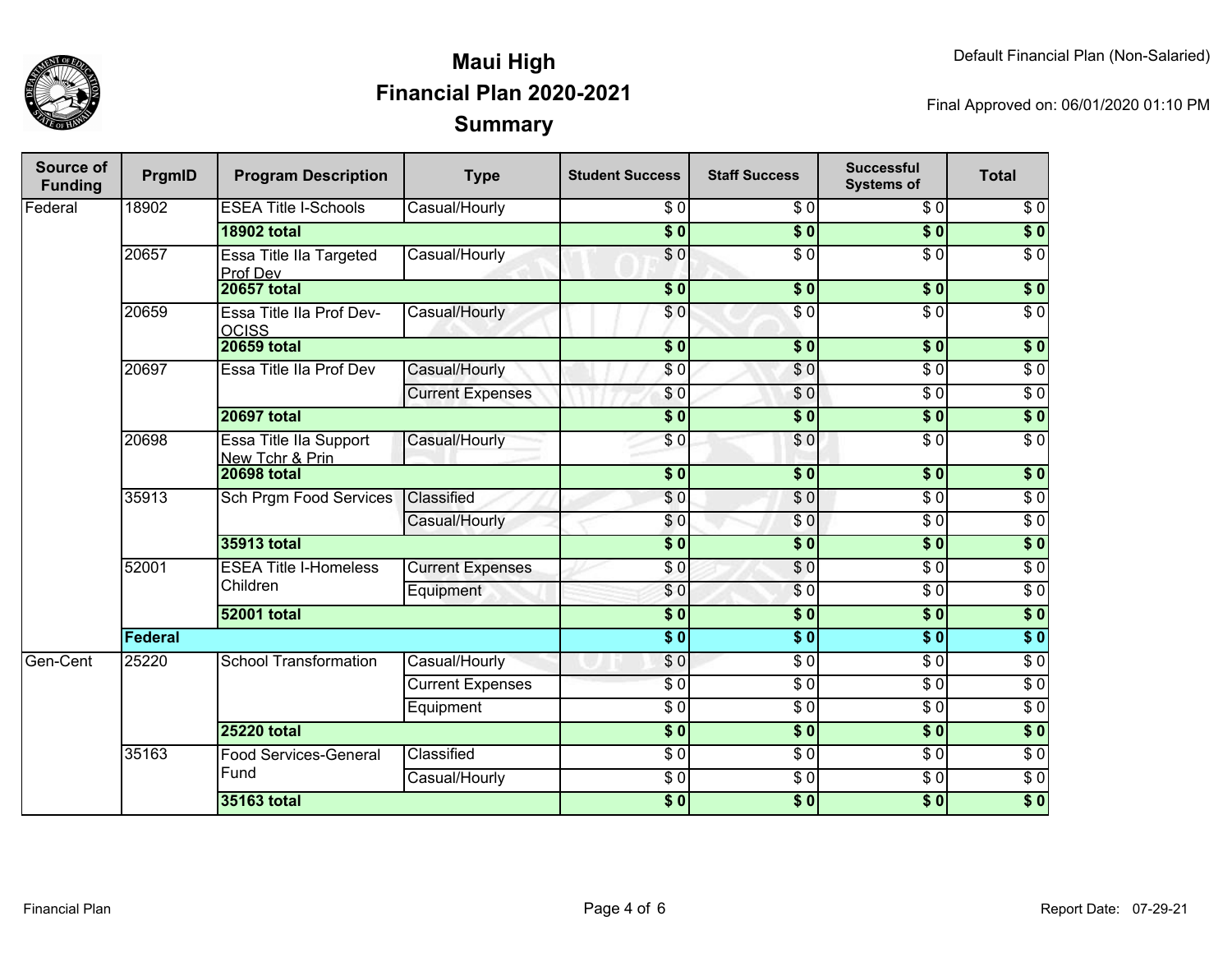# Maui High
## Financial Plan 2020-2021
## Summary

Default Financial Plan (Non-Salaried)

Final Approved on: 06/01/2020 01:10 PM

| Source of Funding | PrgmID | Program Description | Type | Student Success | Staff Success | Successful Systems of | Total |
|---|---|---|---|---|---|---|---|
| Federal | 18902 | ESEA Title I-Schools | Casual/Hourly | $ 0 | $ 0 | $ 0 | $ 0 |
| | | **18902 total** | | **$ 0** | **$ 0** | **$ 0** | **$ 0** |
| | 20657 | Essa Title IIa Targeted Prof Dev | Casual/Hourly | $ 0 | $ 0 | $ 0 | $ 0 |
| | | **20657 total** | | **$ 0** | **$ 0** | **$ 0** | **$ 0** |
| | 20659 | Essa Title IIa Prof Dev-OCISS | Casual/Hourly | $ 0 | $ 0 | $ 0 | $ 0 |
| | | **20659 total** | | **$ 0** | **$ 0** | **$ 0** | **$ 0** |
| | 20697 | Essa Title IIa Prof Dev | Casual/Hourly | $ 0 | $ 0 | $ 0 | $ 0 |
| | | | Current Expenses | $ 0 | $ 0 | $ 0 | $ 0 |
| | | **20697 total** | | **$ 0** | **$ 0** | **$ 0** | **$ 0** |
| | 20698 | Essa Title IIa Support New Tchr & Prin | Casual/Hourly | $ 0 | $ 0 | $ 0 | $ 0 |
| | | **20698 total** | | **$ 0** | **$ 0** | **$ 0** | **$ 0** |
| | 35913 | Sch Prgm Food Services | Classified | $ 0 | $ 0 | $ 0 | $ 0 |
| | | | Casual/Hourly | $ 0 | $ 0 | $ 0 | $ 0 |
| | | **35913 total** | | **$ 0** | **$ 0** | **$ 0** | **$ 0** |
| | 52001 | ESEA Title I-Homeless Children | Current Expenses | $ 0 | $ 0 | $ 0 | $ 0 |
| | | | Equipment | $ 0 | $ 0 | $ 0 | $ 0 |
| | | **52001 total** | | **$ 0** | **$ 0** | **$ 0** | **$ 0** |
| | **Federal** | | | **$ 0** | **$ 0** | **$ 0** | **$ 0** |
| Gen-Cent | 25220 | School Transformation | Casual/Hourly | $ 0 | $ 0 | $ 0 | $ 0 |
| | | | Current Expenses | $ 0 | $ 0 | $ 0 | $ 0 |
| | | | Equipment | $ 0 | $ 0 | $ 0 | $ 0 |
| | | **25220 total** | | **$ 0** | **$ 0** | **$ 0** | **$ 0** |
| | 35163 | Food Services-General Fund | Classified | $ 0 | $ 0 | $ 0 | $ 0 |
| | | | Casual/Hourly | $ 0 | $ 0 | $ 0 | $ 0 |
| | | **35163 total** | | **$ 0** | **$ 0** | **$ 0** | **$ 0** |

Report Date: 07-29-21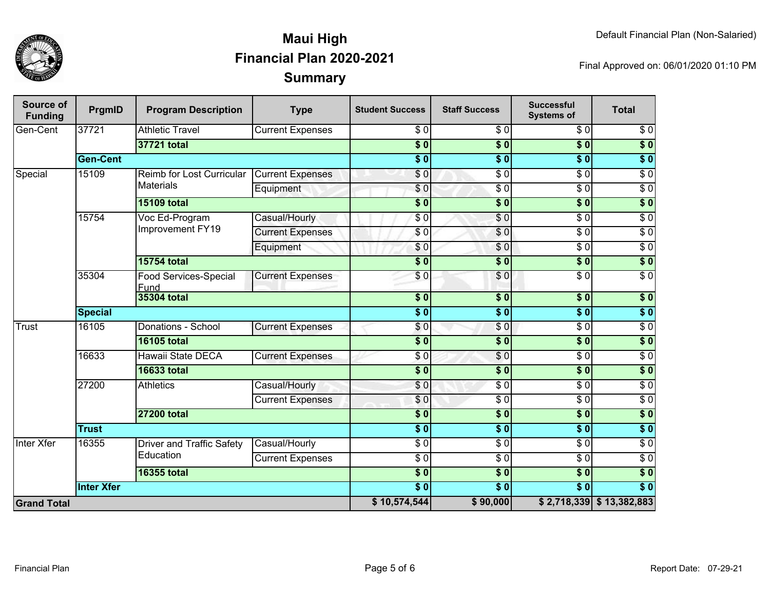# Maui High
## Financial Plan 2020-2021
## Summary

Default Financial Plan (Non-Salaried)

Final Approved on: 06/01/2020 01:10 PM

| Source of Funding | PrgmID | Program Description | Type | Student Success | Staff Success | Successful Systems of | Total |
|---|---|---|---|---|---|---|---|
| Gen-Cent | 37721 | Athletic Travel | Current Expenses | $ 0 | $ 0 | $ 0 | $ 0 |
| | | **37721 total** | | **$ 0** | **$ 0** | **$ 0** | **$ 0** |
| | **Gen-Cent** | | | **$ 0** | **$ 0** | **$ 0** | **$ 0** |
| Special | 15109 | Reimb for Lost Curricular Materials | Current Expenses | $ 0 | $ 0 | $ 0 | $ 0 |
| | | | Equipment | $ 0 | $ 0 | $ 0 | $ 0 |
| | | **15109 total** | | **$ 0** | **$ 0** | **$ 0** | **$ 0** |
| | 15754 | Voc Ed-Program Improvement FY19 | Casual/Hourly | $ 0 | $ 0 | $ 0 | $ 0 |
| | | | Current Expenses | $ 0 | $ 0 | $ 0 | $ 0 |
| | | | Equipment | $ 0 | $ 0 | $ 0 | $ 0 |
| | | **15754 total** | | **$ 0** | **$ 0** | **$ 0** | **$ 0** |
| | 35304 | Food Services-Special Fund | Current Expenses | $ 0 | $ 0 | $ 0 | $ 0 |
| | | **35304 total** | | **$ 0** | **$ 0** | **$ 0** | **$ 0** |
| | **Special** | | | **$ 0** | **$ 0** | **$ 0** | **$ 0** |
| Trust | 16105 | Donations - School | Current Expenses | $ 0 | $ 0 | $ 0 | $ 0 |
| | | **16105 total** | | **$ 0** | **$ 0** | **$ 0** | **$ 0** |
| | 16633 | Hawaii State DECA | Current Expenses | $ 0 | $ 0 | $ 0 | $ 0 |
| | | **16633 total** | | **$ 0** | **$ 0** | **$ 0** | **$ 0** |
| | 27200 | Athletics | Casual/Hourly | $ 0 | $ 0 | $ 0 | $ 0 |
| | | | Current Expenses | $ 0 | $ 0 | $ 0 | $ 0 |
| | | **27200 total** | | **$ 0** | **$ 0** | **$ 0** | **$ 0** |
| | **Trust** | | | **$ 0** | **$ 0** | **$ 0** | **$ 0** |
| Inter Xfer | 16355 | Driver and Traffic Safety Education | Casual/Hourly | $ 0 | $ 0 | $ 0 | $ 0 |
| | | | Current Expenses | $ 0 | $ 0 | $ 0 | $ 0 |
| | | **16355 total** | | **$ 0** | **$ 0** | **$ 0** | **$ 0** |
| | **Inter Xfer** | | | **$ 0** | **$ 0** | **$ 0** | **$ 0** |
| **Grand Total** | | | | **$ 10,574,544** | **$ 90,000** | **$ 2,718,339** | **$ 13,382,883** |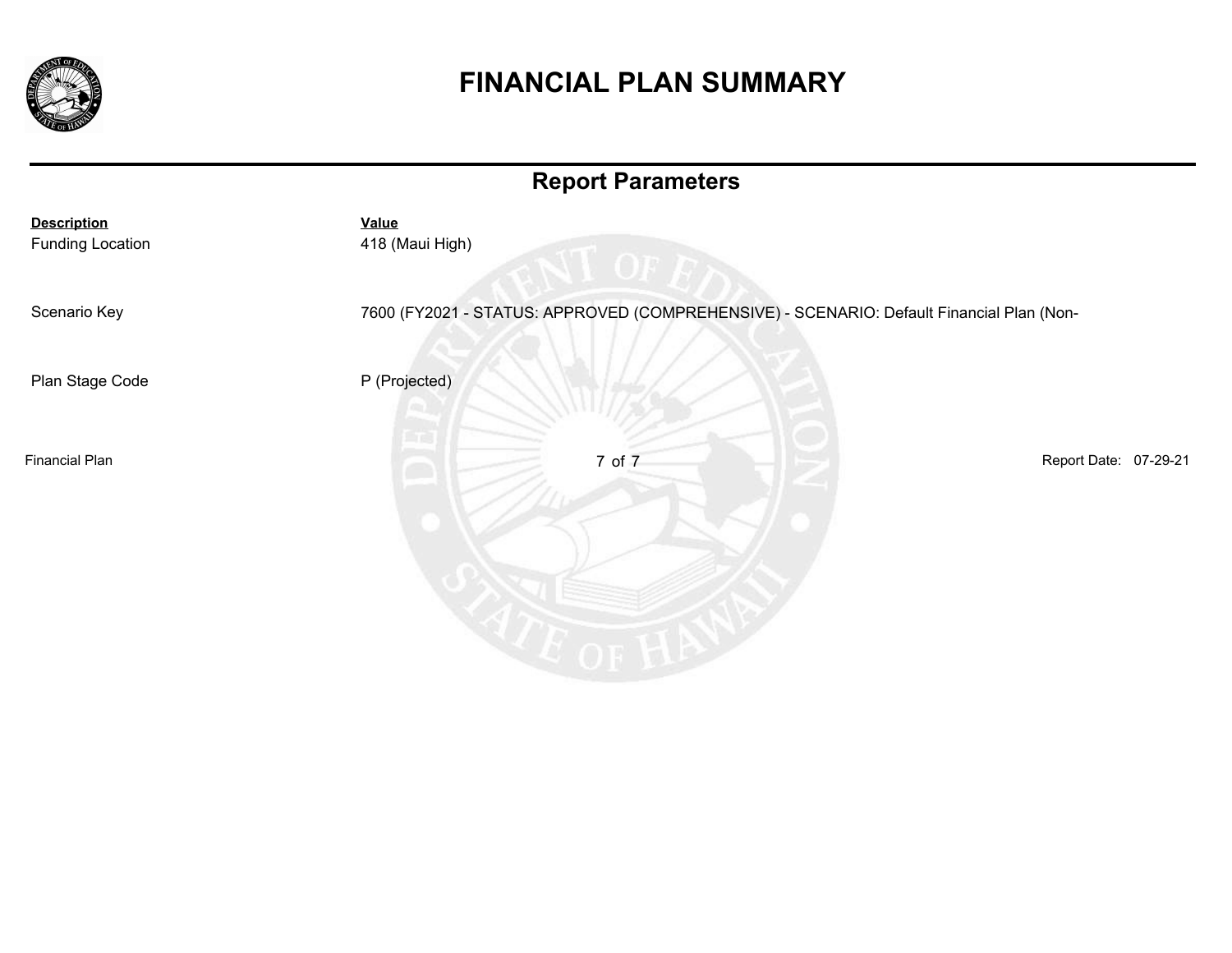# FINANCIAL PLAN SUMMARY

## Report Parameters

| Description | Value |
| --- | --- |
| Funding Location | 418 (Maui High) |
| Scenario Key | 7600 (FY2021 - STATUS: APPROVED (COMPREHENSIVE) - SCENARIO: Default Financial Plan (Non- |
| Plan Stage Code | P (Projected) |